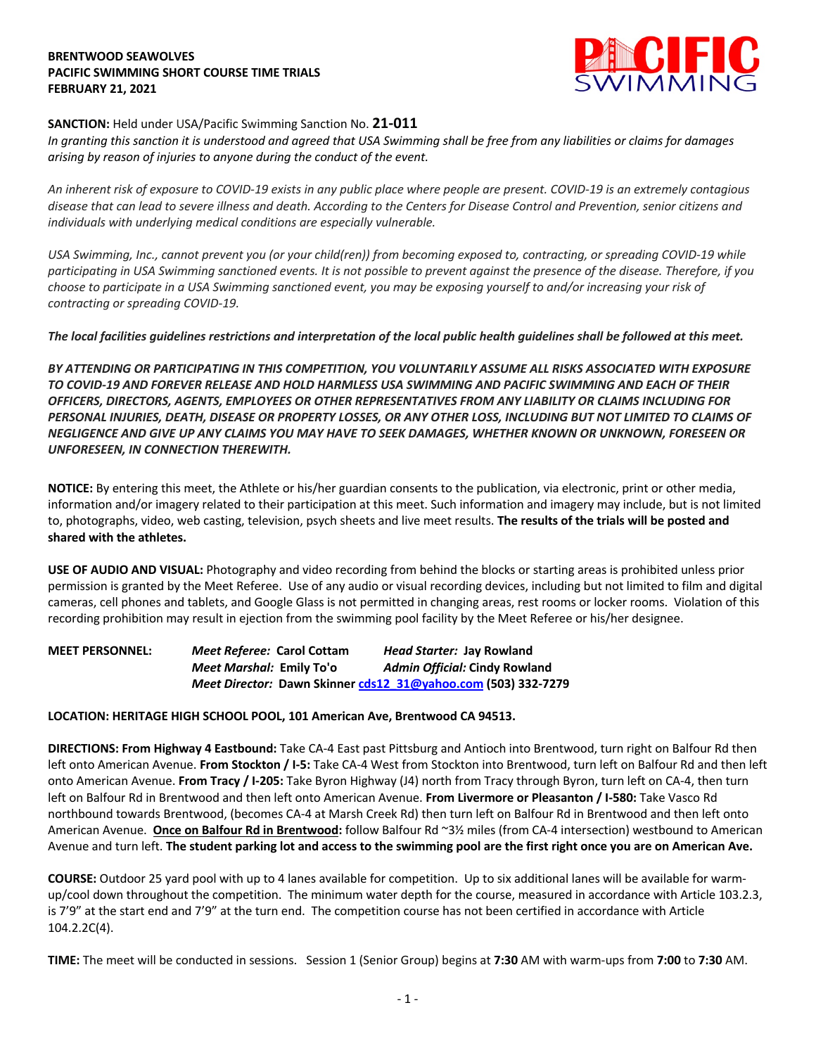**BRENTWOOD SEAWOLVES**
**PACIFIC SWIMMING SHORT COURSE TIME TRIALS**
**FEBRUARY 21, 2021**

**SANCTION:** Held under USA/Pacific Swimming Sanction No. **21-011**
*In granting this sanction it is understood and agreed that USA Swimming shall be free from any liabilities or claims for damages arising by reason of injuries to anyone during the conduct of the event.*

*An inherent risk of exposure to COVID-19 exists in any public place where people are present. COVID-19 is an extremely contagious disease that can lead to severe illness and death. According to the Centers for Disease Control and Prevention, senior citizens and individuals with underlying medical conditions are especially vulnerable.*

*USA Swimming, Inc., cannot prevent you (or your child(ren)) from becoming exposed to, contracting, or spreading COVID-19 while participating in USA Swimming sanctioned events. It is not possible to prevent against the presence of the disease. Therefore, if you choose to participate in a USA Swimming sanctioned event, you may be exposing yourself to and/or increasing your risk of contracting or spreading COVID-19.*

***The local facilities guidelines restrictions and interpretation of the local public health guidelines shall be followed at this meet.***

***BY ATTENDING OR PARTICIPATING IN THIS COMPETITION, YOU VOLUNTARILY ASSUME ALL RISKS ASSOCIATED WITH EXPOSURE TO COVID-19 AND FOREVER RELEASE AND HOLD HARMLESS USA SWIMMING AND PACIFIC SWIMMING AND EACH OF THEIR OFFICERS, DIRECTORS, AGENTS, EMPLOYEES OR OTHER REPRESENTATIVES FROM ANY LIABILITY OR CLAIMS INCLUDING FOR PERSONAL INJURIES, DEATH, DISEASE OR PROPERTY LOSSES, OR ANY OTHER LOSS, INCLUDING BUT NOT LIMITED TO CLAIMS OF NEGLIGENCE AND GIVE UP ANY CLAIMS YOU MAY HAVE TO SEEK DAMAGES, WHETHER KNOWN OR UNKNOWN, FORESEEN OR UNFORESEEN, IN CONNECTION THEREWITH.***

**NOTICE:** By entering this meet, the Athlete or his/her guardian consents to the publication, via electronic, print or other media, information and/or imagery related to their participation at this meet. Such information and imagery may include, but is not limited to, photographs, video, web casting, television, psych sheets and live meet results. **The results of the trials will be posted and shared with the athletes.**

**USE OF AUDIO AND VISUAL:** Photography and video recording from behind the blocks or starting areas is prohibited unless prior permission is granted by the Meet Referee. Use of any audio or visual recording devices, including but not limited to film and digital cameras, cell phones and tablets, and Google Glass is not permitted in changing areas, rest rooms or locker rooms. Violation of this recording prohibition may result in ejection from the swimming pool facility by the Meet Referee or his/her designee.

**MEET PERSONNEL:**
***Meet Referee:*** **Carol Cottam** ***Head Starter:*** **Jay Rowland**
***Meet Marshal:*** **Emily To'o** ***Admin Official:*** **Cindy Rowland**
***Meet Director:*** **Dawn Skinner [cds12_31@yahoo.com](mailto:cds12_31@yahoo.com) (503) 332-7279**

**LOCATION: HERITAGE HIGH SCHOOL POOL, 101 American Ave, Brentwood CA 94513.**

**DIRECTIONS: From Highway 4 Eastbound:** Take CA-4 East past Pittsburg and Antioch into Brentwood, turn right on Balfour Rd then left onto American Avenue. **From Stockton / I-5:** Take CA-4 West from Stockton into Brentwood, turn left on Balfour Rd and then left onto American Avenue. **From Tracy / I-205:** Take Byron Highway (J4) north from Tracy through Byron, turn left on CA-4, then turn left on Balfour Rd in Brentwood and then left onto American Avenue. **From Livermore or Pleasanton / I-580:** Take Vasco Rd northbound towards Brentwood, (becomes CA-4 at Marsh Creek Rd) then turn left on Balfour Rd in Brentwood and then left onto American Avenue. **Once on Balfour Rd in Brentwood:** follow Balfour Rd ~3½ miles (from CA-4 intersection) westbound to American Avenue and turn left. **The student parking lot and access to the swimming pool are the first right once you are on American Ave.**

**COURSE:** Outdoor 25 yard pool with up to 4 lanes available for competition. Up to six additional lanes will be available for warm-up/cool down throughout the competition. The minimum water depth for the course, measured in accordance with Article 103.2.3, is 7'9" at the start end and 7'9" at the turn end. The competition course has not been certified in accordance with Article 104.2.2C(4).

**TIME:** The meet will be conducted in sessions. Session 1 (Senior Group) begins at **7:30** AM with warm-ups from **7:00** to **7:30** AM.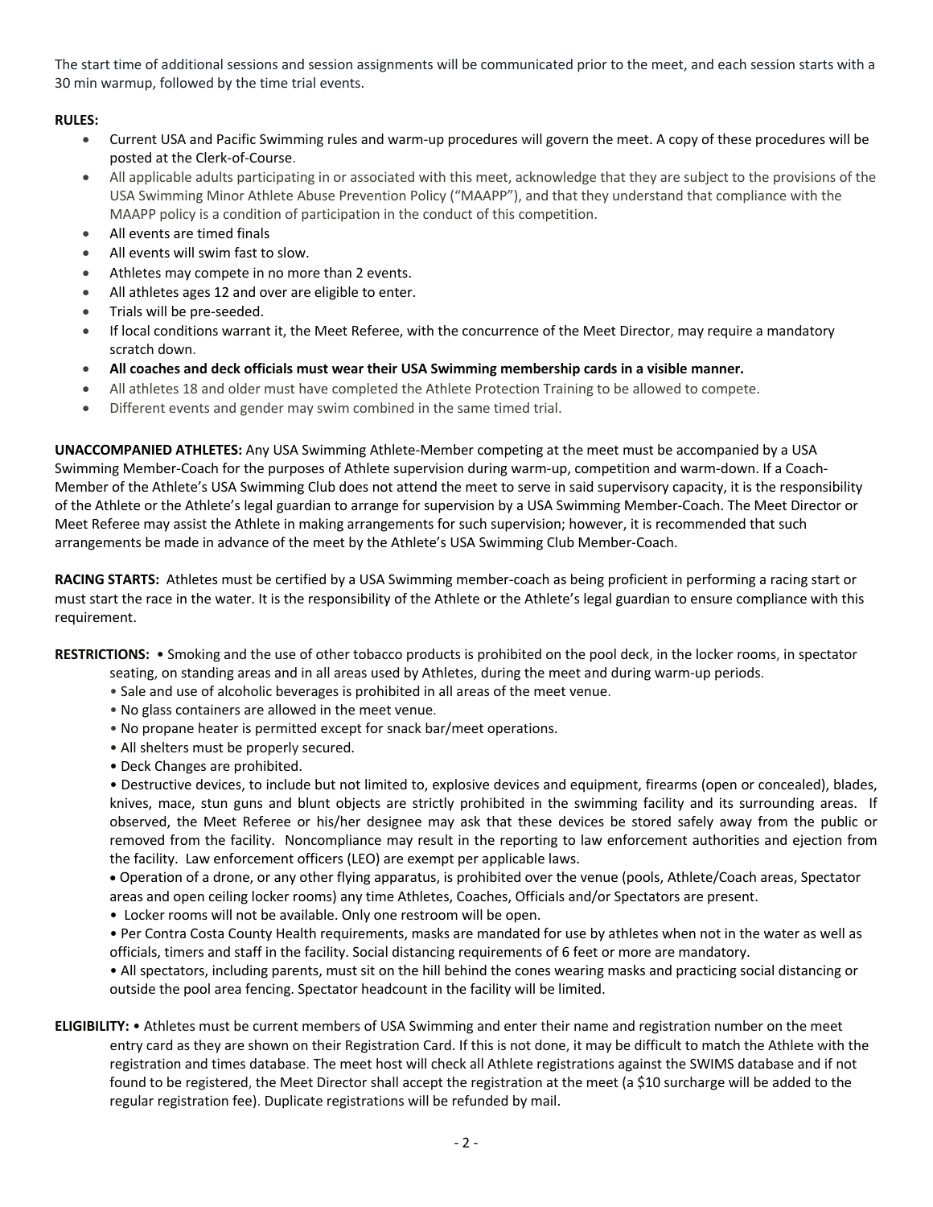The start time of additional sessions and session assignments will be communicated prior to the meet, and each session starts with a 30 min warmup, followed by the time trial events.

**RULES:**

- Current USA and Pacific Swimming rules and warm-up procedures will govern the meet. A copy of these procedures will be posted at the Clerk-of-Course.
- All applicable adults participating in or associated with this meet, acknowledge that they are subject to the provisions of the USA Swimming Minor Athlete Abuse Prevention Policy ("MAAPP"), and that they understand that compliance with the MAAPP policy is a condition of participation in the conduct of this competition.
- All events are timed finals
- All events will swim fast to slow.
- Athletes may compete in no more than 2 events.
- All athletes ages 12 and over are eligible to enter.
- Trials will be pre-seeded.
- If local conditions warrant it, the Meet Referee, with the concurrence of the Meet Director, may require a mandatory scratch down.
- **All coaches and deck officials must wear their USA Swimming membership cards in a visible manner.**
- All athletes 18 and older must have completed the Athlete Protection Training to be allowed to compete.
- Different events and gender may swim combined in the same timed trial.

**UNACCOMPANIED ATHLETES:** Any USA Swimming Athlete-Member competing at the meet must be accompanied by a USA Swimming Member-Coach for the purposes of Athlete supervision during warm-up, competition and warm-down. If a Coach-Member of the Athlete's USA Swimming Club does not attend the meet to serve in said supervisory capacity, it is the responsibility of the Athlete or the Athlete's legal guardian to arrange for supervision by a USA Swimming Member-Coach. The Meet Director or Meet Referee may assist the Athlete in making arrangements for such supervision; however, it is recommended that such arrangements be made in advance of the meet by the Athlete's USA Swimming Club Member-Coach.

**RACING STARTS:** Athletes must be certified by a USA Swimming member-coach as being proficient in performing a racing start or must start the race in the water. It is the responsibility of the Athlete or the Athlete's legal guardian to ensure compliance with this requirement.

**RESTRICTIONS:**

- Smoking and the use of other tobacco products is prohibited on the pool deck, in the locker rooms, in spectator seating, on standing areas and in all areas used by Athletes, during the meet and during warm-up periods.
- Sale and use of alcoholic beverages is prohibited in all areas of the meet venue.
- No glass containers are allowed in the meet venue.
- No propane heater is permitted except for snack bar/meet operations.
- All shelters must be properly secured.
- Deck Changes are prohibited.
- Destructive devices, to include but not limited to, explosive devices and equipment, firearms (open or concealed), blades, knives, mace, stun guns and blunt objects are strictly prohibited in the swimming facility and its surrounding areas. If observed, the Meet Referee or his/her designee may ask that these devices be stored safely away from the public or removed from the facility. Noncompliance may result in the reporting to law enforcement authorities and ejection from the facility. Law enforcement officers (LEO) are exempt per applicable laws.
- Operation of a drone, or any other flying apparatus, is prohibited over the venue (pools, Athlete/Coach areas, Spectator areas and open ceiling locker rooms) any time Athletes, Coaches, Officials and/or Spectators are present.
- Locker rooms will not be available. Only one restroom will be open.
- Per Contra Costa County Health requirements, masks are mandated for use by athletes when not in the water as well as officials, timers and staff in the facility. Social distancing requirements of 6 feet or more are mandatory.
- All spectators, including parents, must sit on the hill behind the cones wearing masks and practicing social distancing or outside the pool area fencing. Spectator headcount in the facility will be limited.

**ELIGIBILITY:**

- Athletes must be current members of USA Swimming and enter their name and registration number on the meet entry card as they are shown on their Registration Card. If this is not done, it may be difficult to match the Athlete with the registration and times database. The meet host will check all Athlete registrations against the SWIMS database and if not found to be registered, the Meet Director shall accept the registration at the meet (a $10 surcharge will be added to the regular registration fee). Duplicate registrations will be refunded by mail.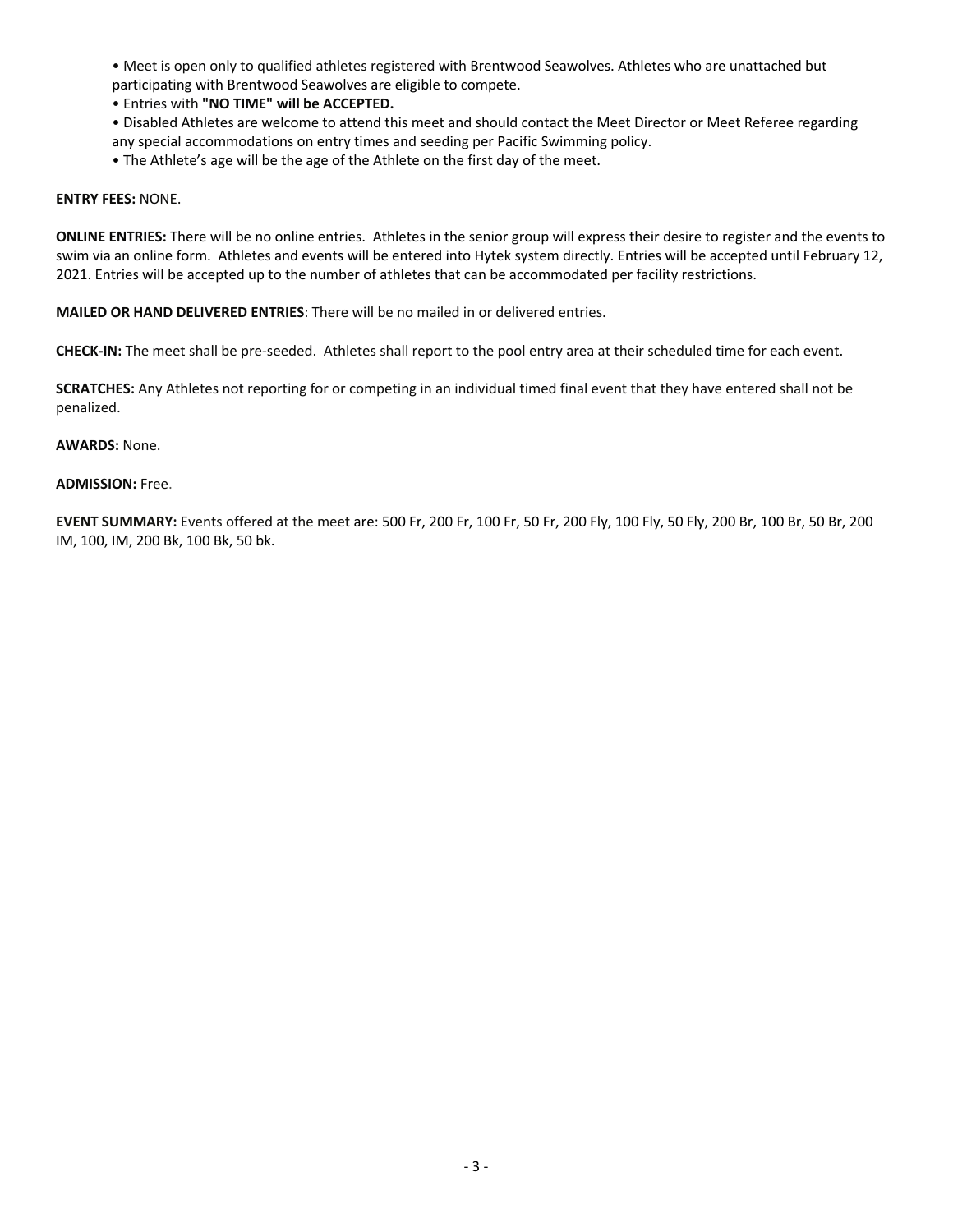- Meet is open only to qualified athletes registered with Brentwood Seawolves. Athletes who are unattached but participating with Brentwood Seawolves are eligible to compete.
- Entries with **"NO TIME" will be ACCEPTED.**
- Disabled Athletes are welcome to attend this meet and should contact the Meet Director or Meet Referee regarding any special accommodations on entry times and seeding per Pacific Swimming policy.
- The Athlete's age will be the age of the Athlete on the first day of the meet.

**ENTRY FEES:** NONE.

**ONLINE ENTRIES:** There will be no online entries. Athletes in the senior group will express their desire to register and the events to swim via an online form. Athletes and events will be entered into Hytek system directly. Entries will be accepted until February 12, 2021. Entries will be accepted up to the number of athletes that can be accommodated per facility restrictions.

**MAILED OR HAND DELIVERED ENTRIES**: There will be no mailed in or delivered entries.

**CHECK-IN:** The meet shall be pre-seeded. Athletes shall report to the pool entry area at their scheduled time for each event.

**SCRATCHES:** Any Athletes not reporting for or competing in an individual timed final event that they have entered shall not be penalized.

**AWARDS:** None.

**ADMISSION:** Free.

**EVENT SUMMARY:** Events offered at the meet are: 500 Fr, 200 Fr, 100 Fr, 50 Fr, 200 Fly, 100 Fly, 50 Fly, 200 Br, 100 Br, 50 Br, 200 IM, 100, IM, 200 Bk, 100 Bk, 50 bk.